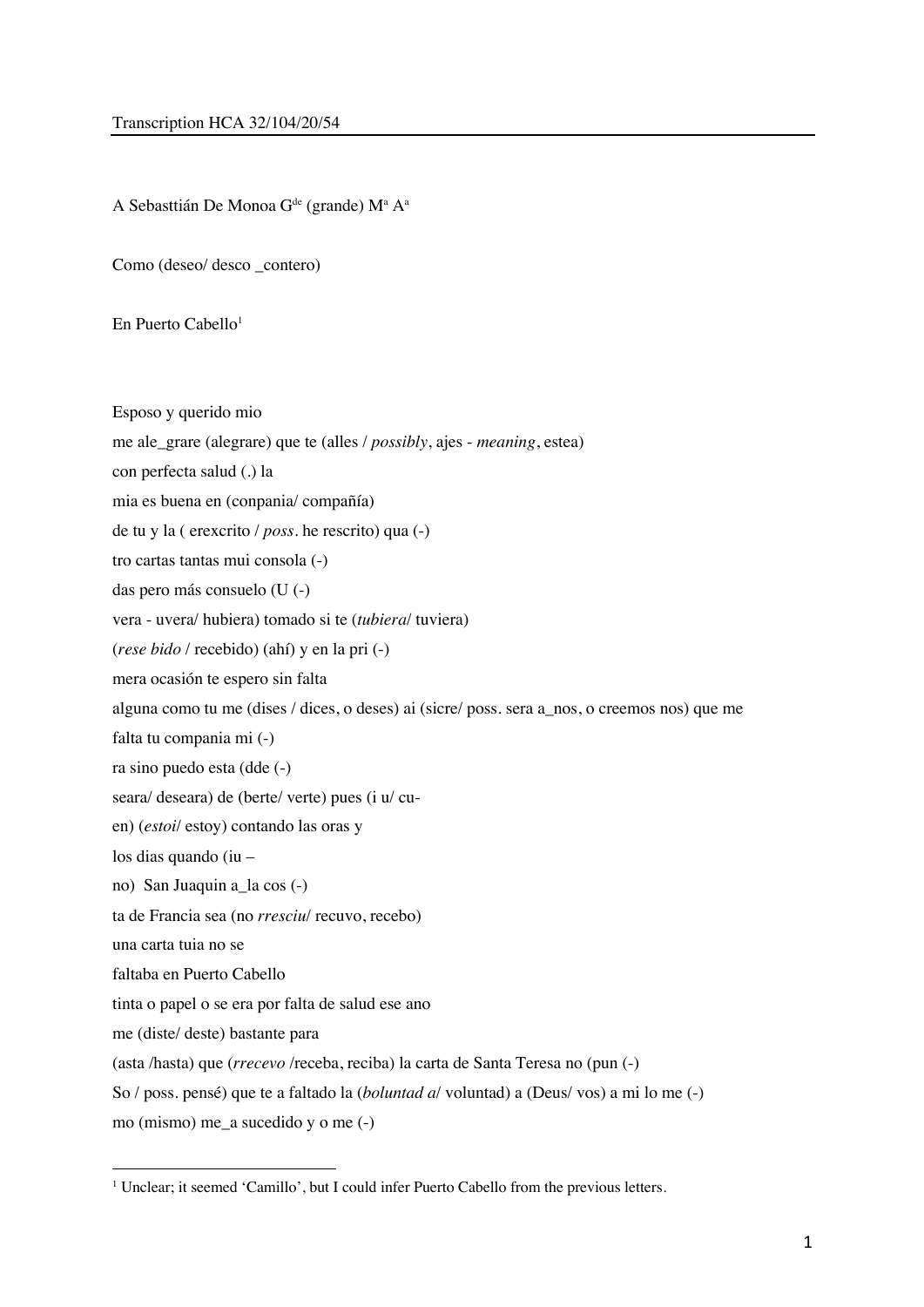Transcription HCA 32/104/20/54

A Sebasttián De Monoa G$^{de}$ (grande) M$^{a}$ A$^{a}$

Como (deseo/ desco _contero)

En Puerto Cabello[1]

Esposo y querido mio

me ale_grare (alegrare) que te (alles / *possibly*, ajes - *meaning*, estea)

con perfecta salud (.) la

mia es buena en (conpania/ compañía)

de tu y la ( erexcrito / *poss*. he rescrito) qua (-)

tro cartas tantas mui consola (-)

das pero más consuelo (U (-)

vera - uvera/ hubiera) tomado si te (*tubiera*/ tuviera)

(*rese bido* / recebido) (ahí) y en la pri (-)

mera ocasión te espero sin falta

alguna como tu me (dises / dices, o deses) ai (sicre/ poss. sera a_nos, o creemos nos) que me

falta tu compania mi (-)

ra sino puedo esta (dde (-)

seara/ deseara) de (berte/ verte) pues (i u/ cu-

en) (*estoi*/ estoy) contando las oras y

los dias quando (iu –

no) San Juaquin a_la cos (-)

ta de Francia sea (no *rresciu*/ recuvo, recebo)

una carta tuia no se

faltaba en Puerto Cabello

tinta o papel o se era por falta de salud ese ano

me (diste/ deste) bastante para

(asta /hasta) que (*rrecevo* /receba, reciba) la carta de Santa Teresa no (pun (-)

So / poss. pensé) que te a faltado la (*boluntad a*/ voluntad) a (Deus/ vos) a mi lo me (-)

mo (mismo) me_a sucedido y o me (-)

[1] Unclear; it seemed 'Camillo', but I could infer Puerto Cabello from the previous letters.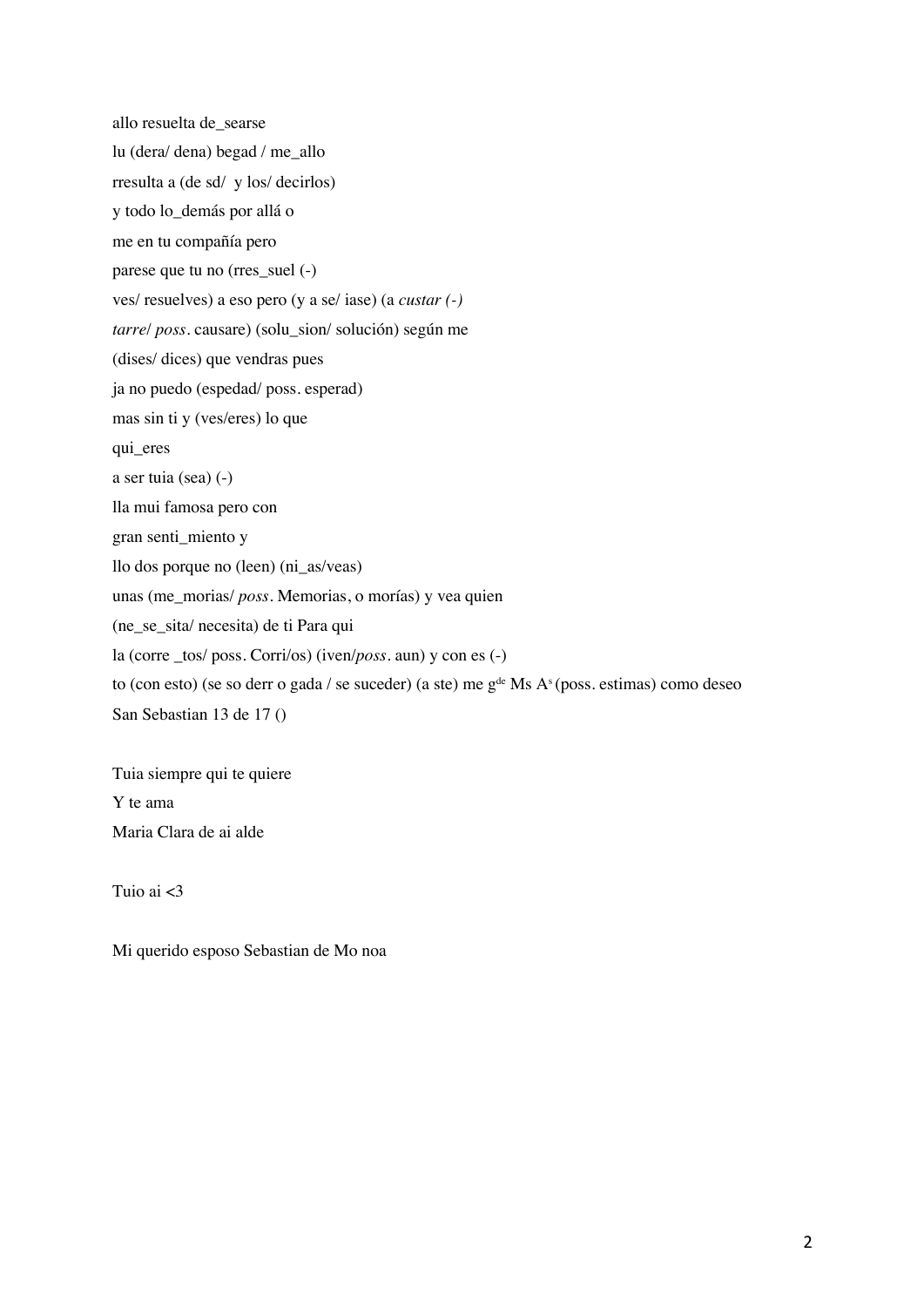allo resuelta de_searse

lu (dera/ dena) begad / me_allo

rresulta a (de sd/  y los/ decirlos)

y todo lo_demás por allá o

me en tu compañía pero

parese que tu no (rres_suel (-)

ves/ resuelves) a eso pero (y a se/ iase) (a *custar (-)*

*tarre*/ *poss*. causare) (solu_sion/ solución) según me

(dises/ dices) que vendras pues

ja no puedo (espedad/ poss. esperad)

mas sin ti y (ves/eres) lo que

qui_eres

a ser tuia (sea) (-)

lla mui famosa pero con

gran senti_miento y

llo dos porque no (leen) (ni_as/veas)

unas (me_morias/ *poss*. Memorias, o morías) y vea quien

(ne_se_sita/ necesita) de ti Para qui

la (corre _tos/ poss. Corri/os) (iven/*poss*. aun) y con es (-)

to (con esto) (se so derr o gada / se suceder) (a ste) me g^de Ms A^s (poss. estimas) como deseo

San Sebastian 13 de 17 ()

Tuia siempre qui te quiere

Y te ama

Maria Clara de ai alde

Tuio ai <3

Mi querido esposo Sebastian de Mo noa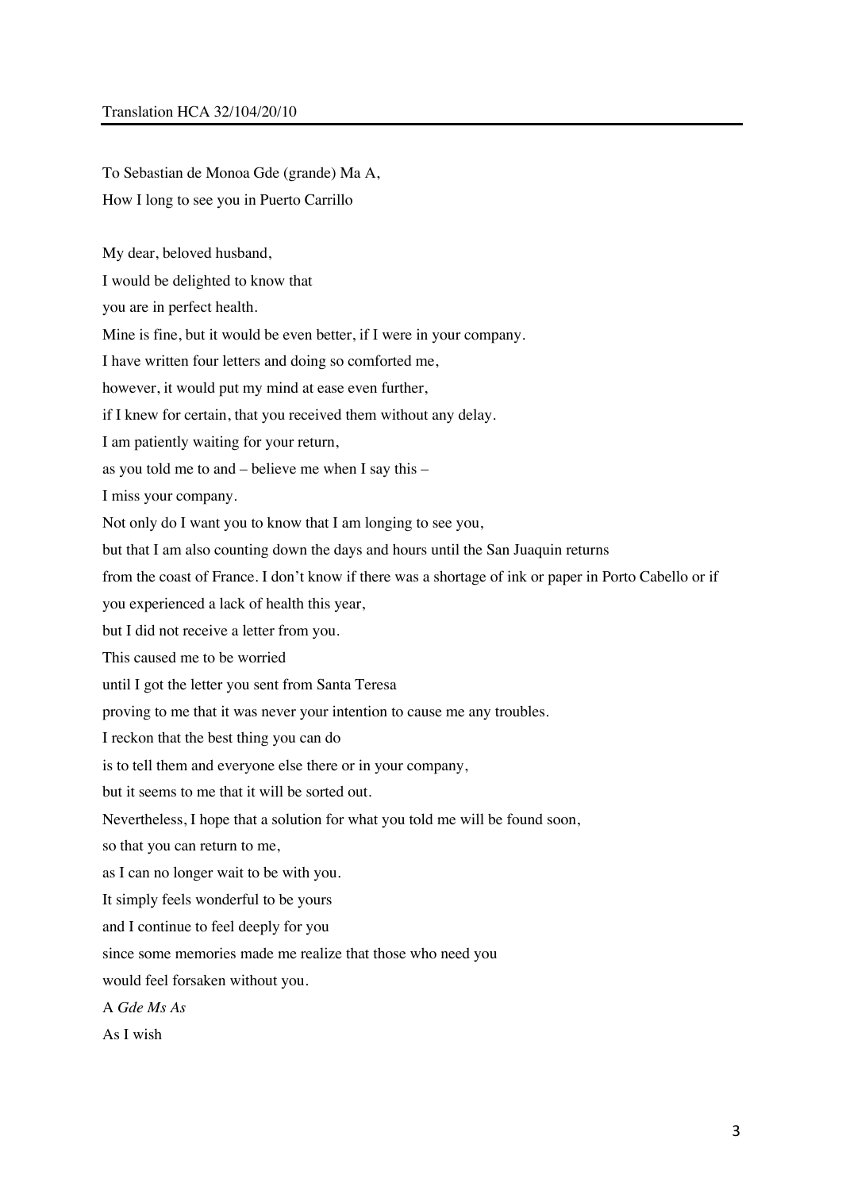Translation HCA 32/104/20/10

To Sebastian de Monoa Gde (grande) Ma A,

How I long to see you in Puerto Carrillo

My dear, beloved husband,

I would be delighted to know that

you are in perfect health.

Mine is fine, but it would be even better, if I were in your company.

I have written four letters and doing so comforted me,

however, it would put my mind at ease even further,

if I knew for certain, that you received them without any delay.

I am patiently waiting for your return,

as you told me to and – believe me when I say this –

I miss your company.

Not only do I want you to know that I am longing to see you,

but that I am also counting down the days and hours until the San Juaquin returns

from the coast of France. I don't know if there was a shortage of ink or paper in Porto Cabello or if

you experienced a lack of health this year,

but I did not receive a letter from you.

This caused me to be worried

until I got the letter you sent from Santa Teresa

proving to me that it was never your intention to cause me any troubles.

I reckon that the best thing you can do

is to tell them and everyone else there or in your company,

but it seems to me that it will be sorted out.

Nevertheless, I hope that a solution for what you told me will be found soon,

so that you can return to me,

as I can no longer wait to be with you.

It simply feels wonderful to be yours

and I continue to feel deeply for you

since some memories made me realize that those who need you

would feel forsaken without you.

A *Gde Ms As*

As I wish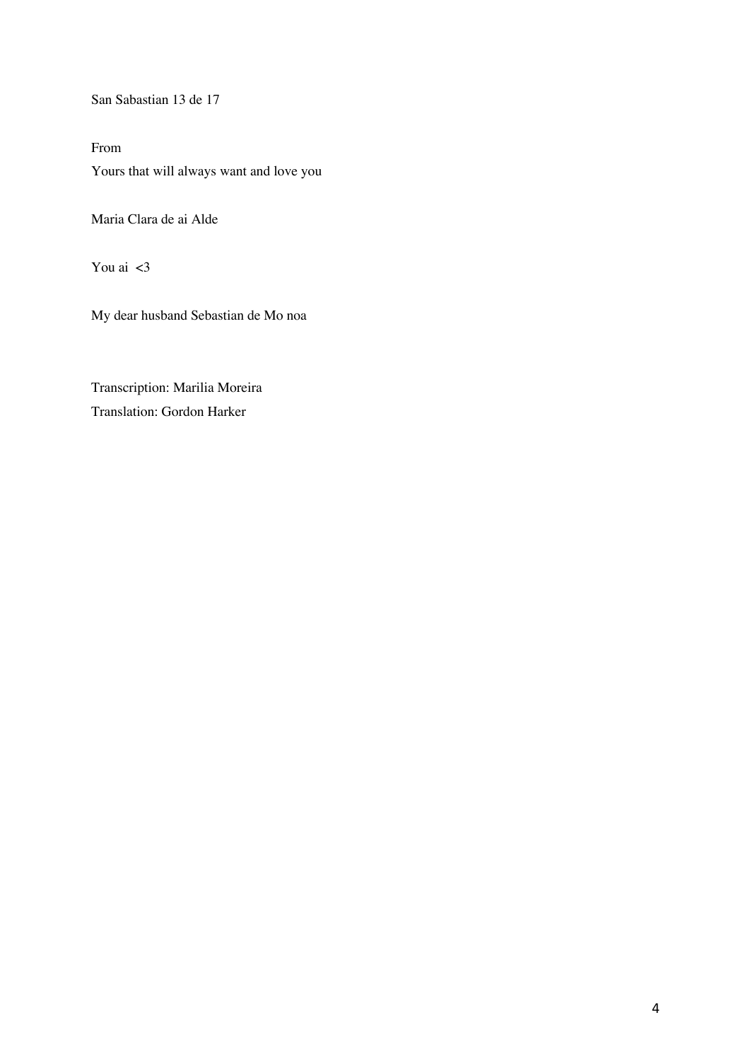San Sabastian 13 de 17

From

Yours that will always want and love you

Maria Clara de ai Alde

You ai <3

My dear husband Sebastian de Mo noa

Transcription: Marilia Moreira

Translation: Gordon Harker